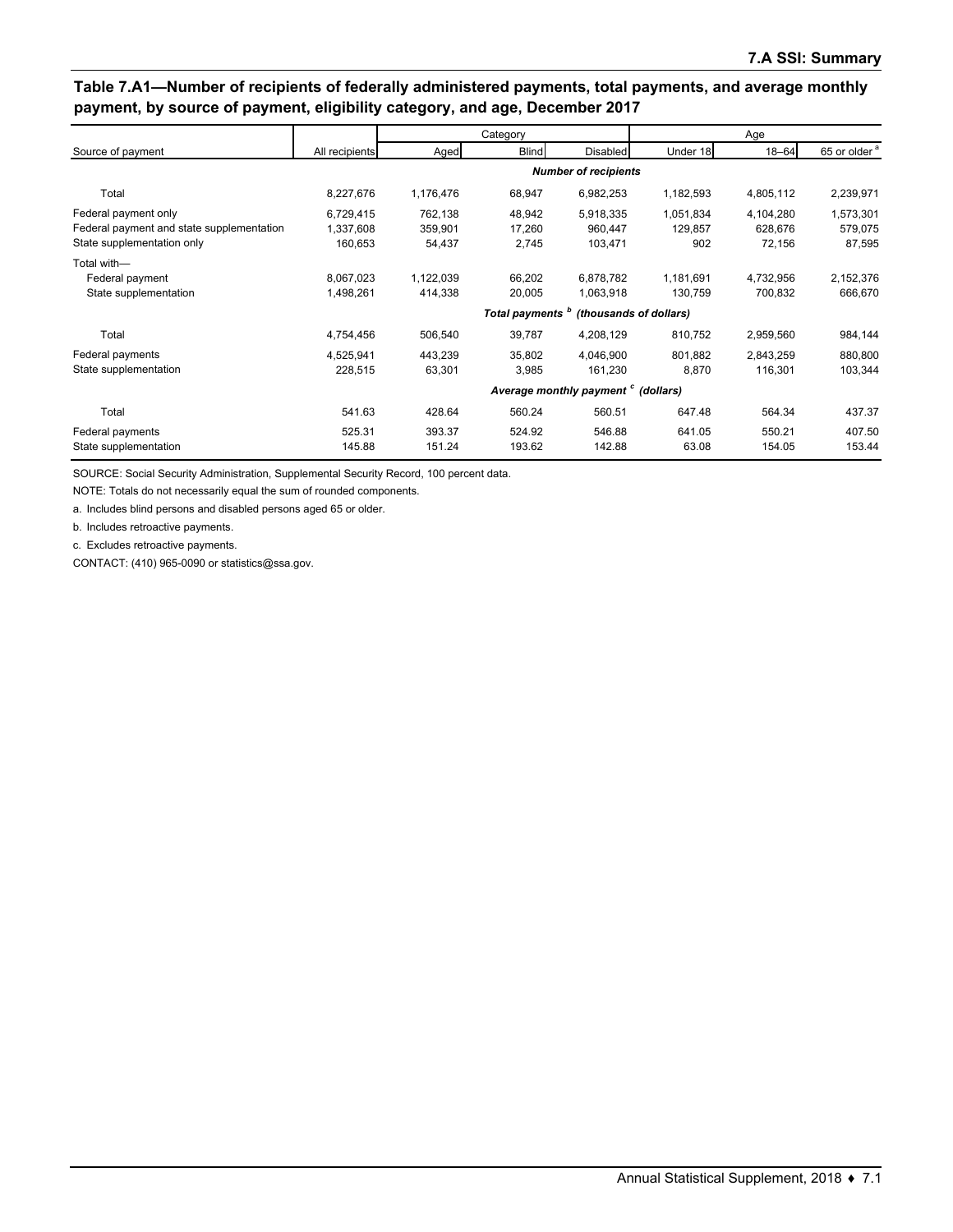## Table 7.A1—Number of recipients of federally administered payments, total payments, and average monthly payment, by source of payment, eligibility category, and age, December 2017

| Source of payment | All recipients | Category | | | Age | | |
|---|---|---|---|---|---|---|---|
| | | Aged | Blind | Disabled | Under 18 | 18–64 | 65 or older [a] |
| | | | | ***Number of recipients*** | | | |
| Total | 8,227,676 | 1,176,476 | 68,947 | 6,982,253 | 1,182,593 | 4,805,112 | 2,239,971 |
| Federal payment only | 6,729,415 | 762,138 | 48,942 | 5,918,335 | 1,051,834 | 4,104,280 | 1,573,301 |
| Federal payment and state supplementation | 1,337,608 | 359,901 | 17,260 | 960,447 | 129,857 | 628,676 | 579,075 |
| State supplementation only | 160,653 | 54,437 | 2,745 | 103,471 | 902 | 72,156 | 87,595 |
| Total with— | | | | | | | |
| Federal payment | 8,067,023 | 1,122,039 | 66,202 | 6,878,782 | 1,181,691 | 4,732,956 | 2,152,376 |
| State supplementation | 1,498,261 | 414,338 | 20,005 | 1,063,918 | 130,759 | 700,832 | 666,670 |
| | | | | ***Total payments [b] (thousands of dollars)*** | | | |
| Total | 4,754,456 | 506,540 | 39,787 | 4,208,129 | 810,752 | 2,959,560 | 984,144 |
| Federal payments | 4,525,941 | 443,239 | 35,802 | 4,046,900 | 801,882 | 2,843,259 | 880,800 |
| State supplementation | 228,515 | 63,301 | 3,985 | 161,230 | 8,870 | 116,301 | 103,344 |
| | | | | ***Average monthly payment [c] (dollars)*** | | | |
| Total | 541.63 | 428.64 | 560.24 | 560.51 | 647.48 | 564.34 | 437.37 |
| Federal payments | 525.31 | 393.37 | 524.92 | 546.88 | 641.05 | 550.21 | 407.50 |
| State supplementation | 145.88 | 151.24 | 193.62 | 142.88 | 63.08 | 154.05 | 153.44 |

SOURCE: Social Security Administration, Supplemental Security Record, 100 percent data.

NOTE: Totals do not necessarily equal the sum of rounded components.

a. Includes blind persons and disabled persons aged 65 or older.

b. Includes retroactive payments.

c. Excludes retroactive payments.

CONTACT: (410) 965-0090 or statistics@ssa.gov.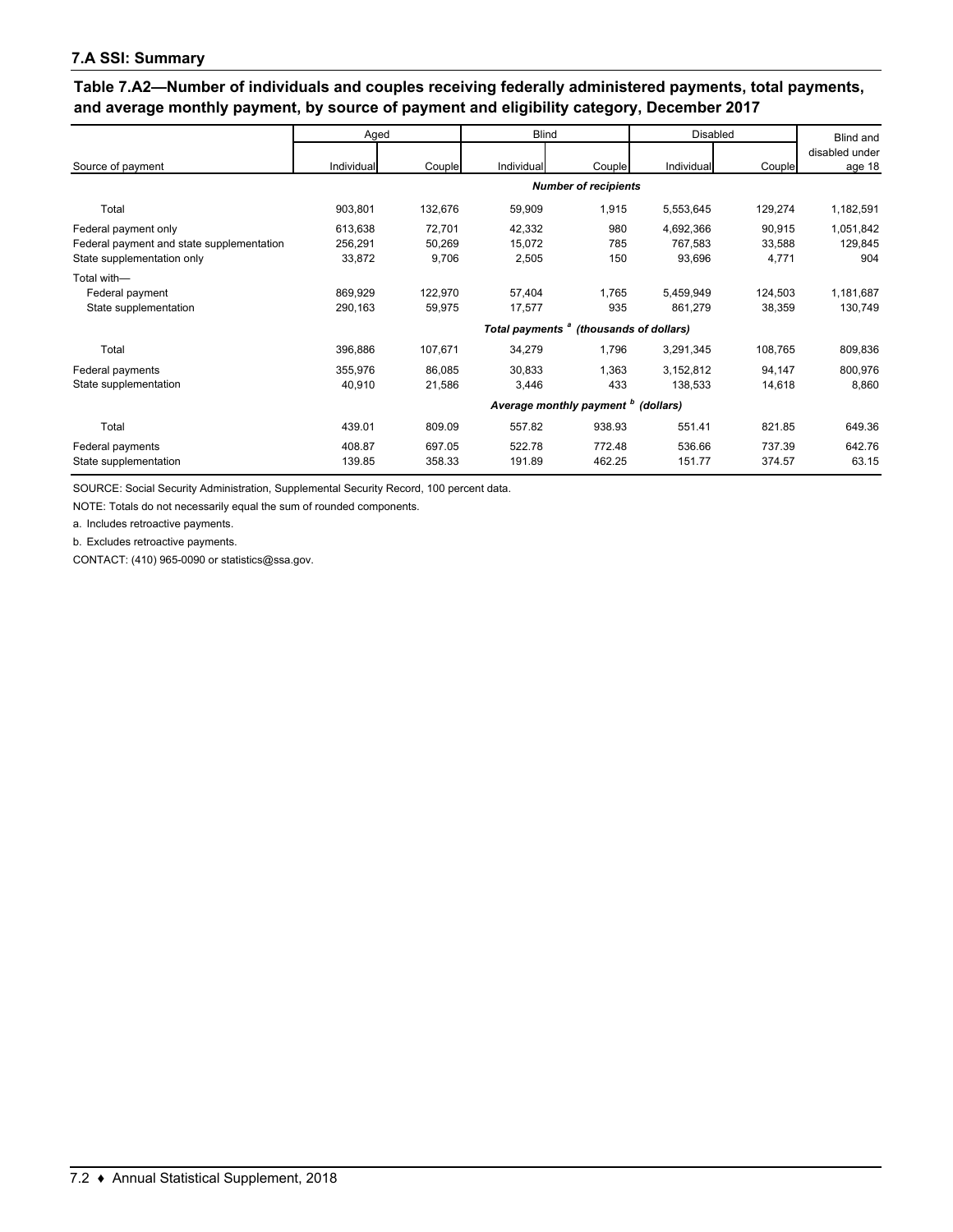## 7.A SSI: Summary

### Table 7.A2—Number of individuals and couples receiving federally administered payments, total payments, and average monthly payment, by source of payment and eligibility category, December 2017

| Source of payment | Aged | | Blind | | Disabled | | Blind and disabled under age 18 |
|---|---|---|---|---|---|---|---|
| | Individual | Couple | Individual | Couple | Individual | Couple | |
| | | | | ***Number of recipients*** | | | |
| Total | 903,801 | 132,676 | 59,909 | 1,915 | 5,553,645 | 129,274 | 1,182,591 |
| Federal payment only | 613,638 | 72,701 | 42,332 | 980 | 4,692,366 | 90,915 | 1,051,842 |
| Federal payment and state supplementation | 256,291 | 50,269 | 15,072 | 785 | 767,583 | 33,588 | 129,845 |
| State supplementation only | 33,872 | 9,706 | 2,505 | 150 | 93,696 | 4,771 | 904 |
| Total with— | | | | | | | |
| Federal payment | 869,929 | 122,970 | 57,404 | 1,765 | 5,459,949 | 124,503 | 1,181,687 |
| State supplementation | 290,163 | 59,975 | 17,577 | 935 | 861,279 | 38,359 | 130,749 |
| | | | | ***Total payments [a] (thousands of dollars)*** | | | |
| Total | 396,886 | 107,671 | 34,279 | 1,796 | 3,291,345 | 108,765 | 809,836 |
| Federal payments | 355,976 | 86,085 | 30,833 | 1,363 | 3,152,812 | 94,147 | 800,976 |
| State supplementation | 40,910 | 21,586 | 3,446 | 433 | 138,533 | 14,618 | 8,860 |
| | | | | ***Average monthly payment [b] (dollars)*** | | | |
| Total | 439.01 | 809.09 | 557.82 | 938.93 | 551.41 | 821.85 | 649.36 |
| Federal payments | 408.87 | 697.05 | 522.78 | 772.48 | 536.66 | 737.39 | 642.76 |
| State supplementation | 139.85 | 358.33 | 191.89 | 462.25 | 151.77 | 374.57 | 63.15 |

SOURCE: Social Security Administration, Supplemental Security Record, 100 percent data.

NOTE: Totals do not necessarily equal the sum of rounded components.

a. Includes retroactive payments.

b. Excludes retroactive payments.

CONTACT: (410) 965-0090 or statistics@ssa.gov.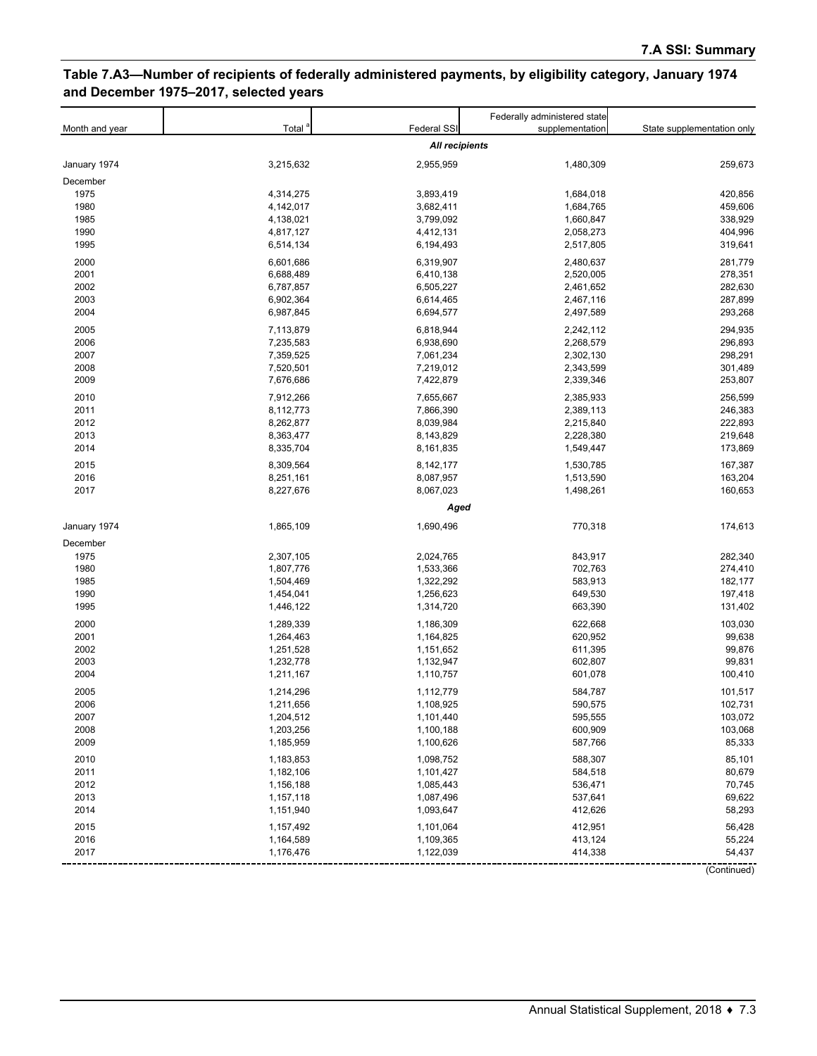## Table 7.A3—Number of recipients of federally administered payments, by eligibility category, January 1974 and December 1975–2017, selected years

| Month and year | Total [a] | Federal SSI | Federally administered state supplementation | State supplementation only |
|---|---|---|---|---|
| | | *All recipients* | | |
| January 1974 | 3,215,632 | 2,955,959 | 1,480,309 | 259,673 |
| December | | | | |
| 1975 | 4,314,275 | 3,893,419 | 1,684,018 | 420,856 |
| 1980 | 4,142,017 | 3,682,411 | 1,684,765 | 459,606 |
| 1985 | 4,138,021 | 3,799,092 | 1,660,847 | 338,929 |
| 1990 | 4,817,127 | 4,412,131 | 2,058,273 | 404,996 |
| 1995 | 6,514,134 | 6,194,493 | 2,517,805 | 319,641 |
| 2000 | 6,601,686 | 6,319,907 | 2,480,637 | 281,779 |
| 2001 | 6,688,489 | 6,410,138 | 2,520,005 | 278,351 |
| 2002 | 6,787,857 | 6,505,227 | 2,461,652 | 282,630 |
| 2003 | 6,902,364 | 6,614,465 | 2,467,116 | 287,899 |
| 2004 | 6,987,845 | 6,694,577 | 2,497,589 | 293,268 |
| 2005 | 7,113,879 | 6,818,944 | 2,242,112 | 294,935 |
| 2006 | 7,235,583 | 6,938,690 | 2,268,579 | 296,893 |
| 2007 | 7,359,525 | 7,061,234 | 2,302,130 | 298,291 |
| 2008 | 7,520,501 | 7,219,012 | 2,343,599 | 301,489 |
| 2009 | 7,676,686 | 7,422,879 | 2,339,346 | 253,807 |
| 2010 | 7,912,266 | 7,655,667 | 2,385,933 | 256,599 |
| 2011 | 8,112,773 | 7,866,390 | 2,389,113 | 246,383 |
| 2012 | 8,262,877 | 8,039,984 | 2,215,840 | 222,893 |
| 2013 | 8,363,477 | 8,143,829 | 2,228,380 | 219,648 |
| 2014 | 8,335,704 | 8,161,835 | 1,549,447 | 173,869 |
| 2015 | 8,309,564 | 8,142,177 | 1,530,785 | 167,387 |
| 2016 | 8,251,161 | 8,087,957 | 1,513,590 | 163,204 |
| 2017 | 8,227,676 | 8,067,023 | 1,498,261 | 160,653 |
| | | *Aged* | | |
| January 1974 | 1,865,109 | 1,690,496 | 770,318 | 174,613 |
| December | | | | |
| 1975 | 2,307,105 | 2,024,765 | 843,917 | 282,340 |
| 1980 | 1,807,776 | 1,533,366 | 702,763 | 274,410 |
| 1985 | 1,504,469 | 1,322,292 | 583,913 | 182,177 |
| 1990 | 1,454,041 | 1,256,623 | 649,530 | 197,418 |
| 1995 | 1,446,122 | 1,314,720 | 663,390 | 131,402 |
| 2000 | 1,289,339 | 1,186,309 | 622,668 | 103,030 |
| 2001 | 1,264,463 | 1,164,825 | 620,952 | 99,638 |
| 2002 | 1,251,528 | 1,151,652 | 611,395 | 99,876 |
| 2003 | 1,232,778 | 1,132,947 | 602,807 | 99,831 |
| 2004 | 1,211,167 | 1,110,757 | 601,078 | 100,410 |
| 2005 | 1,214,296 | 1,112,779 | 584,787 | 101,517 |
| 2006 | 1,211,656 | 1,108,925 | 590,575 | 102,731 |
| 2007 | 1,204,512 | 1,101,440 | 595,555 | 103,072 |
| 2008 | 1,203,256 | 1,100,188 | 600,909 | 103,068 |
| 2009 | 1,185,959 | 1,100,626 | 587,766 | 85,333 |
| 2010 | 1,183,853 | 1,098,752 | 588,307 | 85,101 |
| 2011 | 1,182,106 | 1,101,427 | 584,518 | 80,679 |
| 2012 | 1,156,188 | 1,085,443 | 536,471 | 70,745 |
| 2013 | 1,157,118 | 1,087,496 | 537,641 | 69,622 |
| 2014 | 1,151,940 | 1,093,647 | 412,626 | 58,293 |
| 2015 | 1,157,492 | 1,101,064 | 412,951 | 56,428 |
| 2016 | 1,164,589 | 1,109,365 | 413,124 | 55,224 |
| 2017 | 1,176,476 | 1,122,039 | 414,338 | 54,437 |

(Continued)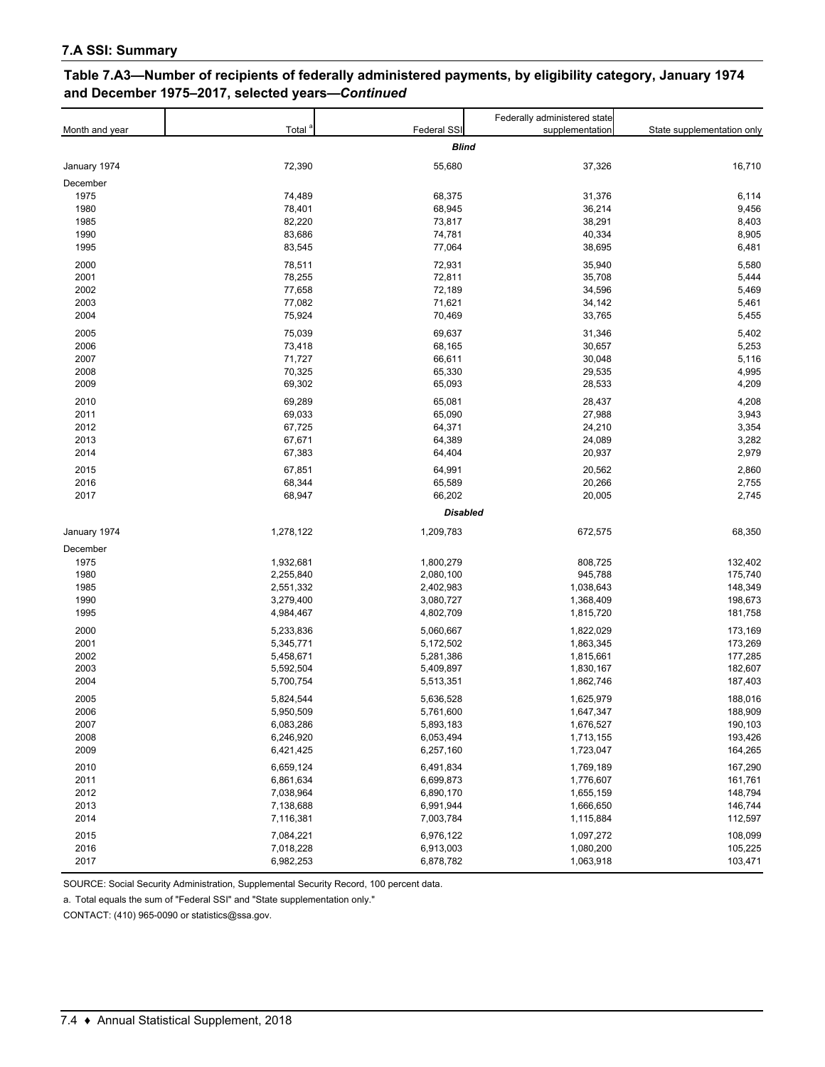## 7.A SSI: Summary

### Table 7.A3—Number of recipients of federally administered payments, by eligibility category, January 1974 and December 1975–2017, selected years—*Continued*

| Month and year | Total [a] | Federal SSI | Federally administered state supplementation | State supplementation only |
|---|---|---|---|---|
| | | ***Blind*** | | |
| January 1974 | 72,390 | 55,680 | 37,326 | 16,710 |
| December | | | | |
| 1975 | 74,489 | 68,375 | 31,376 | 6,114 |
| 1980 | 78,401 | 68,945 | 36,214 | 9,456 |
| 1985 | 82,220 | 73,817 | 38,291 | 8,403 |
| 1990 | 83,686 | 74,781 | 40,334 | 8,905 |
| 1995 | 83,545 | 77,064 | 38,695 | 6,481 |
| 2000 | 78,511 | 72,931 | 35,940 | 5,580 |
| 2001 | 78,255 | 72,811 | 35,708 | 5,444 |
| 2002 | 77,658 | 72,189 | 34,596 | 5,469 |
| 2003 | 77,082 | 71,621 | 34,142 | 5,461 |
| 2004 | 75,924 | 70,469 | 33,765 | 5,455 |
| 2005 | 75,039 | 69,637 | 31,346 | 5,402 |
| 2006 | 73,418 | 68,165 | 30,657 | 5,253 |
| 2007 | 71,727 | 66,611 | 30,048 | 5,116 |
| 2008 | 70,325 | 65,330 | 29,535 | 4,995 |
| 2009 | 69,302 | 65,093 | 28,533 | 4,209 |
| 2010 | 69,289 | 65,081 | 28,437 | 4,208 |
| 2011 | 69,033 | 65,090 | 27,988 | 3,943 |
| 2012 | 67,725 | 64,371 | 24,210 | 3,354 |
| 2013 | 67,671 | 64,389 | 24,089 | 3,282 |
| 2014 | 67,383 | 64,404 | 20,937 | 2,979 |
| 2015 | 67,851 | 64,991 | 20,562 | 2,860 |
| 2016 | 68,344 | 65,589 | 20,266 | 2,755 |
| 2017 | 68,947 | 66,202 | 20,005 | 2,745 |
| | | ***Disabled*** | | |
| January 1974 | 1,278,122 | 1,209,783 | 672,575 | 68,350 |
| December | | | | |
| 1975 | 1,932,681 | 1,800,279 | 808,725 | 132,402 |
| 1980 | 2,255,840 | 2,080,100 | 945,788 | 175,740 |
| 1985 | 2,551,332 | 2,402,983 | 1,038,643 | 148,349 |
| 1990 | 3,279,400 | 3,080,727 | 1,368,409 | 198,673 |
| 1995 | 4,984,467 | 4,802,709 | 1,815,720 | 181,758 |
| 2000 | 5,233,836 | 5,060,667 | 1,822,029 | 173,169 |
| 2001 | 5,345,771 | 5,172,502 | 1,863,345 | 173,269 |
| 2002 | 5,458,671 | 5,281,386 | 1,815,661 | 177,285 |
| 2003 | 5,592,504 | 5,409,897 | 1,830,167 | 182,607 |
| 2004 | 5,700,754 | 5,513,351 | 1,862,746 | 187,403 |
| 2005 | 5,824,544 | 5,636,528 | 1,625,979 | 188,016 |
| 2006 | 5,950,509 | 5,761,600 | 1,647,347 | 188,909 |
| 2007 | 6,083,286 | 5,893,183 | 1,676,527 | 190,103 |
| 2008 | 6,246,920 | 6,053,494 | 1,713,155 | 193,426 |
| 2009 | 6,421,425 | 6,257,160 | 1,723,047 | 164,265 |
| 2010 | 6,659,124 | 6,491,834 | 1,769,189 | 167,290 |
| 2011 | 6,861,634 | 6,699,873 | 1,776,607 | 161,761 |
| 2012 | 7,038,964 | 6,890,170 | 1,655,159 | 148,794 |
| 2013 | 7,138,688 | 6,991,944 | 1,666,650 | 146,744 |
| 2014 | 7,116,381 | 7,003,784 | 1,115,884 | 112,597 |
| 2015 | 7,084,221 | 6,976,122 | 1,097,272 | 108,099 |
| 2016 | 7,018,228 | 6,913,003 | 1,080,200 | 105,225 |
| 2017 | 6,982,253 | 6,878,782 | 1,063,918 | 103,471 |

SOURCE: Social Security Administration, Supplemental Security Record, 100 percent data.

a. Total equals the sum of "Federal SSI" and "State supplementation only."

CONTACT: (410) 965-0090 or statistics@ssa.gov.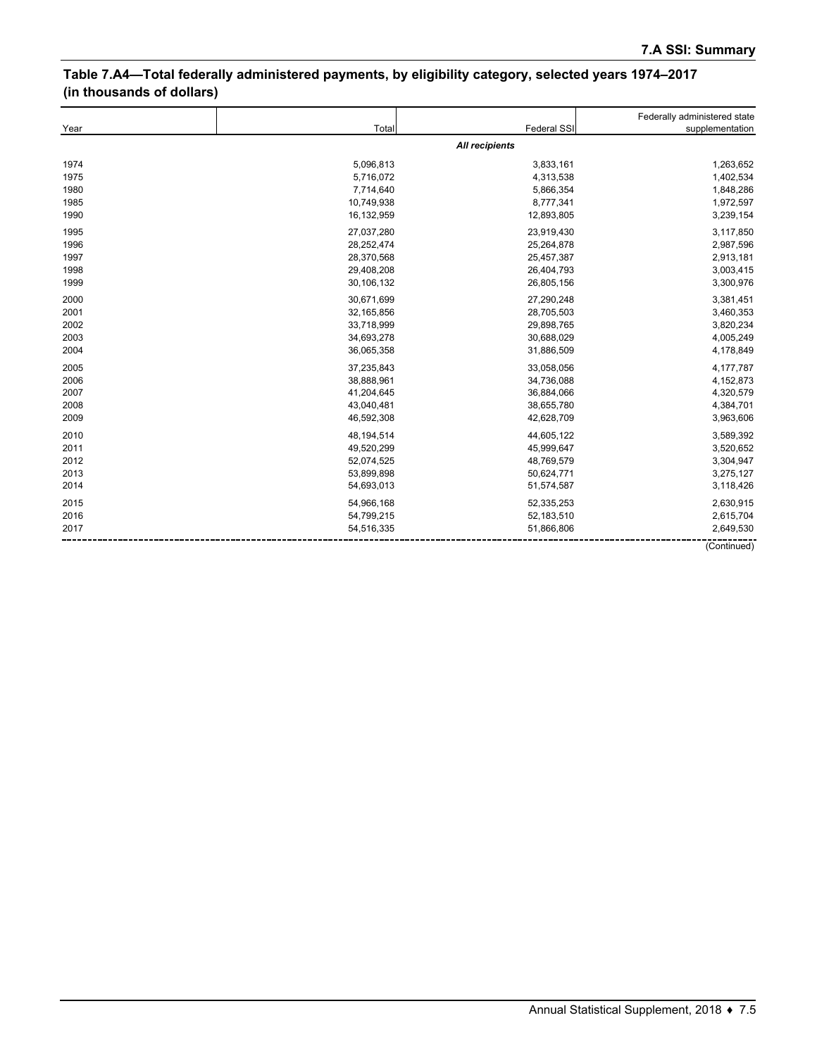## Table 7.A4—Total federally administered payments, by eligibility category, selected years 1974–2017 (in thousands of dollars)

| Year | Total | Federal SSI | Federally administered state supplementation |
|---|---|---|---|
| | *All recipients* | | |
| 1974 | 5,096,813 | 3,833,161 | 1,263,652 |
| 1975 | 5,716,072 | 4,313,538 | 1,402,534 |
| 1980 | 7,714,640 | 5,866,354 | 1,848,286 |
| 1985 | 10,749,938 | 8,777,341 | 1,972,597 |
| 1990 | 16,132,959 | 12,893,805 | 3,239,154 |
| 1995 | 27,037,280 | 23,919,430 | 3,117,850 |
| 1996 | 28,252,474 | 25,264,878 | 2,987,596 |
| 1997 | 28,370,568 | 25,457,387 | 2,913,181 |
| 1998 | 29,408,208 | 26,404,793 | 3,003,415 |
| 1999 | 30,106,132 | 26,805,156 | 3,300,976 |
| 2000 | 30,671,699 | 27,290,248 | 3,381,451 |
| 2001 | 32,165,856 | 28,705,503 | 3,460,353 |
| 2002 | 33,718,999 | 29,898,765 | 3,820,234 |
| 2003 | 34,693,278 | 30,688,029 | 4,005,249 |
| 2004 | 36,065,358 | 31,886,509 | 4,178,849 |
| 2005 | 37,235,843 | 33,058,056 | 4,177,787 |
| 2006 | 38,888,961 | 34,736,088 | 4,152,873 |
| 2007 | 41,204,645 | 36,884,066 | 4,320,579 |
| 2008 | 43,040,481 | 38,655,780 | 4,384,701 |
| 2009 | 46,592,308 | 42,628,709 | 3,963,606 |
| 2010 | 48,194,514 | 44,605,122 | 3,589,392 |
| 2011 | 49,520,299 | 45,999,647 | 3,520,652 |
| 2012 | 52,074,525 | 48,769,579 | 3,304,947 |
| 2013 | 53,899,898 | 50,624,771 | 3,275,127 |
| 2014 | 54,693,013 | 51,574,587 | 3,118,426 |
| 2015 | 54,966,168 | 52,335,253 | 2,630,915 |
| 2016 | 54,799,215 | 52,183,510 | 2,615,704 |
| 2017 | 54,516,335 | 51,866,806 | 2,649,530 |

(Continued)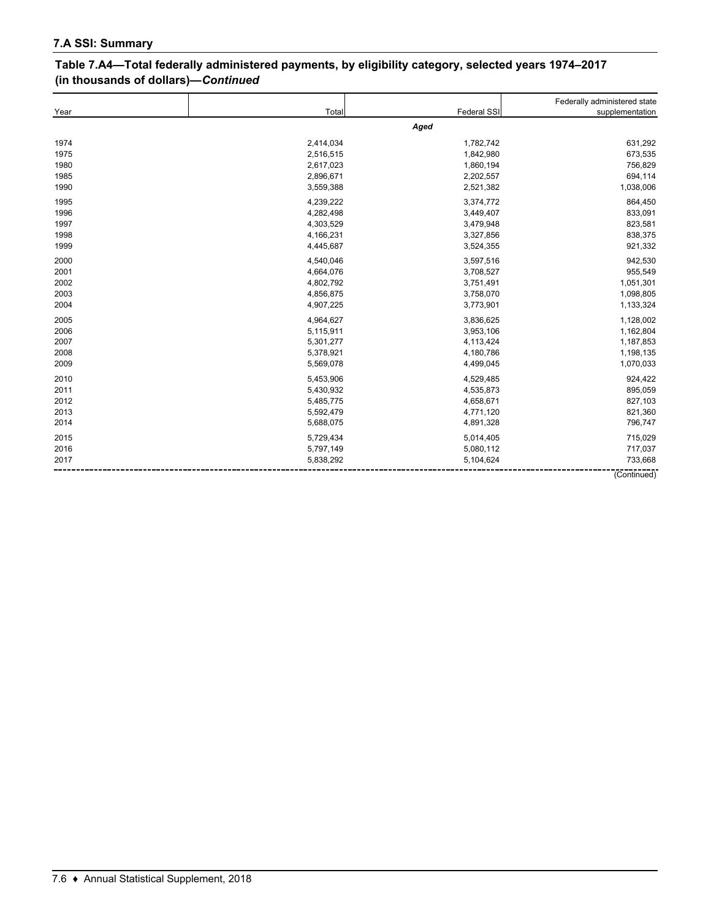### 7.A SSI: Summary

**Table 7.A4—Total federally administered payments, by eligibility category, selected years 1974–2017 (in thousands of dollars)—*Continued***

| Year | Total | Federal SSI | Federally administered state supplementation |
|---|---|---|---|
| | | ***Aged*** | |
| 1974 | 2,414,034 | 1,782,742 | 631,292 |
| 1975 | 2,516,515 | 1,842,980 | 673,535 |
| 1980 | 2,617,023 | 1,860,194 | 756,829 |
| 1985 | 2,896,671 | 2,202,557 | 694,114 |
| 1990 | 3,559,388 | 2,521,382 | 1,038,006 |
| 1995 | 4,239,222 | 3,374,772 | 864,450 |
| 1996 | 4,282,498 | 3,449,407 | 833,091 |
| 1997 | 4,303,529 | 3,479,948 | 823,581 |
| 1998 | 4,166,231 | 3,327,856 | 838,375 |
| 1999 | 4,445,687 | 3,524,355 | 921,332 |
| 2000 | 4,540,046 | 3,597,516 | 942,530 |
| 2001 | 4,664,076 | 3,708,527 | 955,549 |
| 2002 | 4,802,792 | 3,751,491 | 1,051,301 |
| 2003 | 4,856,875 | 3,758,070 | 1,098,805 |
| 2004 | 4,907,225 | 3,773,901 | 1,133,324 |
| 2005 | 4,964,627 | 3,836,625 | 1,128,002 |
| 2006 | 5,115,911 | 3,953,106 | 1,162,804 |
| 2007 | 5,301,277 | 4,113,424 | 1,187,853 |
| 2008 | 5,378,921 | 4,180,786 | 1,198,135 |
| 2009 | 5,569,078 | 4,499,045 | 1,070,033 |
| 2010 | 5,453,906 | 4,529,485 | 924,422 |
| 2011 | 5,430,932 | 4,535,873 | 895,059 |
| 2012 | 5,485,775 | 4,658,671 | 827,103 |
| 2013 | 5,592,479 | 4,771,120 | 821,360 |
| 2014 | 5,688,075 | 4,891,328 | 796,747 |
| 2015 | 5,729,434 | 5,014,405 | 715,029 |
| 2016 | 5,797,149 | 5,080,112 | 717,037 |
| 2017 | 5,838,292 | 5,104,624 | 733,668 |

(Continued)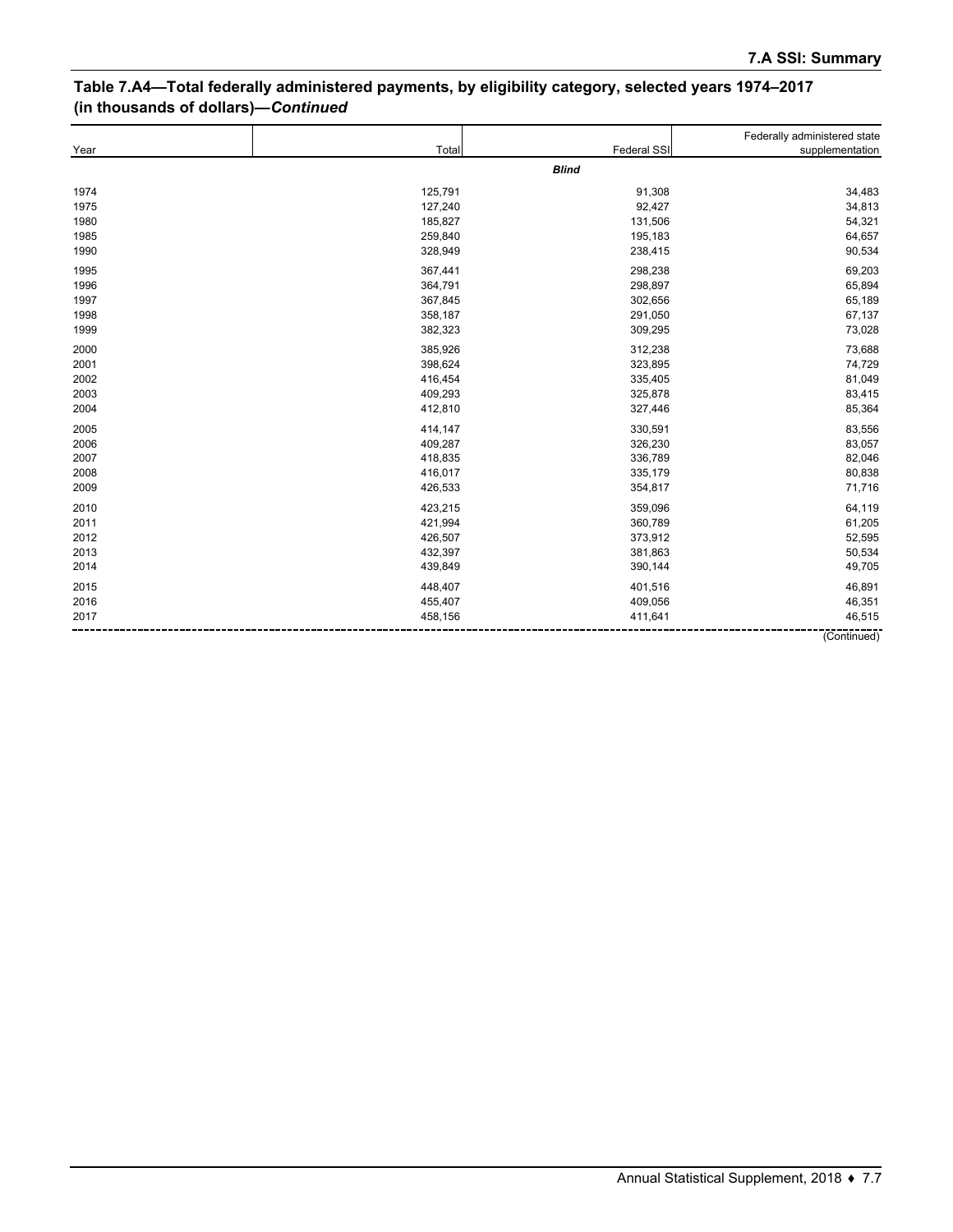**Table 7.A4—Total federally administered payments, by eligibility category, selected years 1974–2017 (in thousands of dollars)—*Continued***

| Year | Total | Federal SSI | Federally administered state supplementation |
|---|---|---|---|
| | | ***Blind*** | |
| 1974 | 125,791 | 91,308 | 34,483 |
| 1975 | 127,240 | 92,427 | 34,813 |
| 1980 | 185,827 | 131,506 | 54,321 |
| 1985 | 259,840 | 195,183 | 64,657 |
| 1990 | 328,949 | 238,415 | 90,534 |
| 1995 | 367,441 | 298,238 | 69,203 |
| 1996 | 364,791 | 298,897 | 65,894 |
| 1997 | 367,845 | 302,656 | 65,189 |
| 1998 | 358,187 | 291,050 | 67,137 |
| 1999 | 382,323 | 309,295 | 73,028 |
| 2000 | 385,926 | 312,238 | 73,688 |
| 2001 | 398,624 | 323,895 | 74,729 |
| 2002 | 416,454 | 335,405 | 81,049 |
| 2003 | 409,293 | 325,878 | 83,415 |
| 2004 | 412,810 | 327,446 | 85,364 |
| 2005 | 414,147 | 330,591 | 83,556 |
| 2006 | 409,287 | 326,230 | 83,057 |
| 2007 | 418,835 | 336,789 | 82,046 |
| 2008 | 416,017 | 335,179 | 80,838 |
| 2009 | 426,533 | 354,817 | 71,716 |
| 2010 | 423,215 | 359,096 | 64,119 |
| 2011 | 421,994 | 360,789 | 61,205 |
| 2012 | 426,507 | 373,912 | 52,595 |
| 2013 | 432,397 | 381,863 | 50,534 |
| 2014 | 439,849 | 390,144 | 49,705 |
| 2015 | 448,407 | 401,516 | 46,891 |
| 2016 | 455,407 | 409,056 | 46,351 |
| 2017 | 458,156 | 411,641 | 46,515 |

(Continued)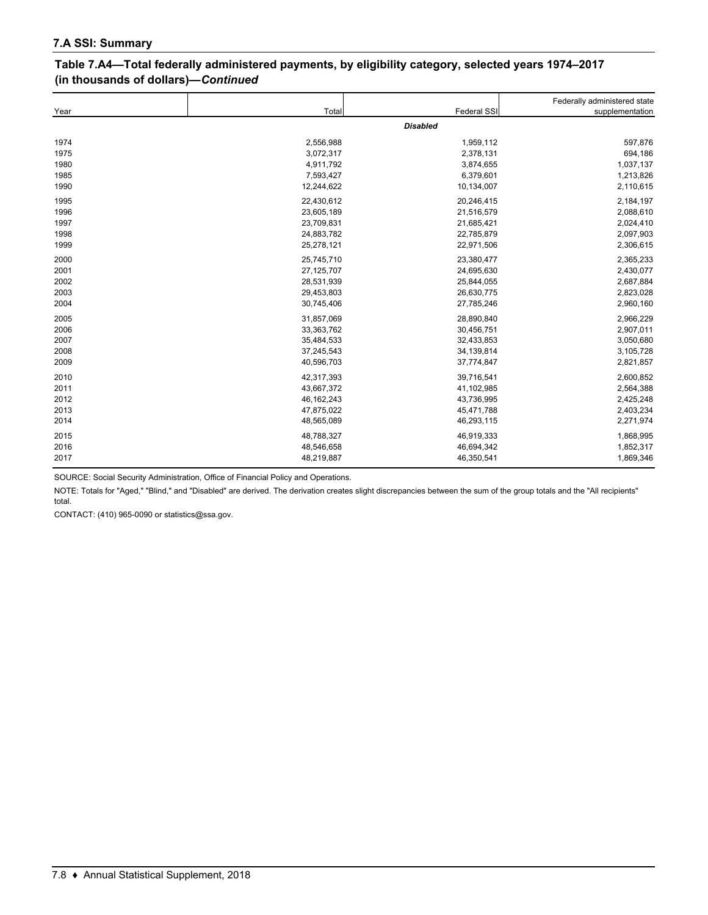## 7.A SSI: Summary

### Table 7.A4—Total federally administered payments, by eligibility category, selected years 1974–2017 (in thousands of dollars)—*Continued*

| Year | Total | Federal SSI | Federally administered state supplementation |
|---|---|---|---|
| | | ***Disabled*** | |
| 1974 | 2,556,988 | 1,959,112 | 597,876 |
| 1975 | 3,072,317 | 2,378,131 | 694,186 |
| 1980 | 4,911,792 | 3,874,655 | 1,037,137 |
| 1985 | 7,593,427 | 6,379,601 | 1,213,826 |
| 1990 | 12,244,622 | 10,134,007 | 2,110,615 |
| 1995 | 22,430,612 | 20,246,415 | 2,184,197 |
| 1996 | 23,605,189 | 21,516,579 | 2,088,610 |
| 1997 | 23,709,831 | 21,685,421 | 2,024,410 |
| 1998 | 24,883,782 | 22,785,879 | 2,097,903 |
| 1999 | 25,278,121 | 22,971,506 | 2,306,615 |
| 2000 | 25,745,710 | 23,380,477 | 2,365,233 |
| 2001 | 27,125,707 | 24,695,630 | 2,430,077 |
| 2002 | 28,531,939 | 25,844,055 | 2,687,884 |
| 2003 | 29,453,803 | 26,630,775 | 2,823,028 |
| 2004 | 30,745,406 | 27,785,246 | 2,960,160 |
| 2005 | 31,857,069 | 28,890,840 | 2,966,229 |
| 2006 | 33,363,762 | 30,456,751 | 2,907,011 |
| 2007 | 35,484,533 | 32,433,853 | 3,050,680 |
| 2008 | 37,245,543 | 34,139,814 | 3,105,728 |
| 2009 | 40,596,703 | 37,774,847 | 2,821,857 |
| 2010 | 42,317,393 | 39,716,541 | 2,600,852 |
| 2011 | 43,667,372 | 41,102,985 | 2,564,388 |
| 2012 | 46,162,243 | 43,736,995 | 2,425,248 |
| 2013 | 47,875,022 | 45,471,788 | 2,403,234 |
| 2014 | 48,565,089 | 46,293,115 | 2,271,974 |
| 2015 | 48,788,327 | 46,919,333 | 1,868,995 |
| 2016 | 48,546,658 | 46,694,342 | 1,852,317 |
| 2017 | 48,219,887 | 46,350,541 | 1,869,346 |

SOURCE: Social Security Administration, Office of Financial Policy and Operations.

NOTE: Totals for "Aged," "Blind," and "Disabled" are derived. The derivation creates slight discrepancies between the sum of the group totals and the "All recipients" total.

CONTACT: (410) 965-0090 or statistics@ssa.gov.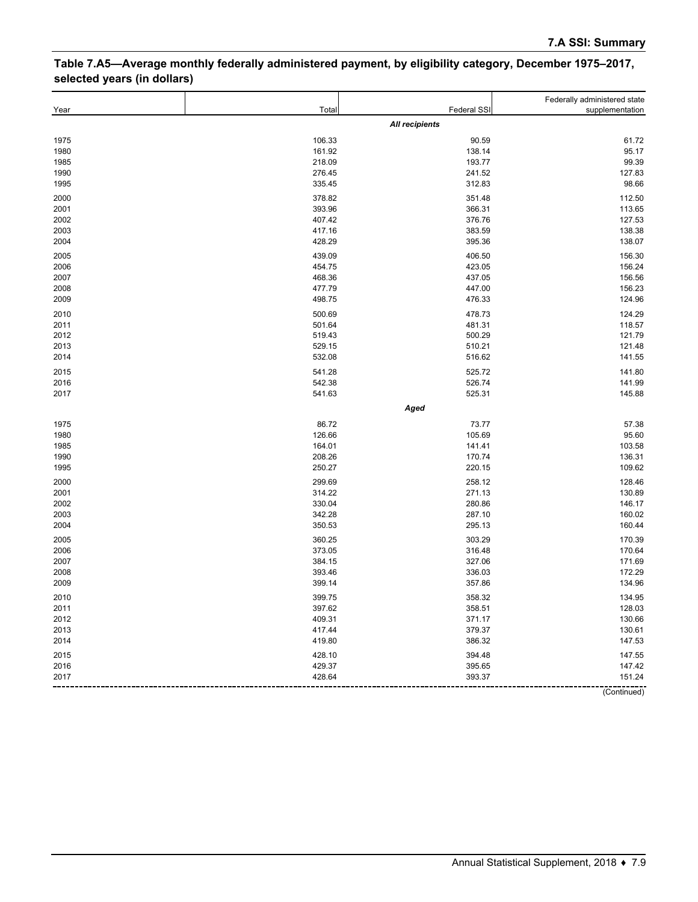## Table 7.A5—Average monthly federally administered payment, by eligibility category, December 1975–2017, selected years (in dollars)

| Year | Total | Federal SSI | Federally administered state supplementation |
|---|---|---|---|
| | | *All recipients* | |
| 1975 | 106.33 | 90.59 | 61.72 |
| 1980 | 161.92 | 138.14 | 95.17 |
| 1985 | 218.09 | 193.77 | 99.39 |
| 1990 | 276.45 | 241.52 | 127.83 |
| 1995 | 335.45 | 312.83 | 98.66 |
| 2000 | 378.82 | 351.48 | 112.50 |
| 2001 | 393.96 | 366.31 | 113.65 |
| 2002 | 407.42 | 376.76 | 127.53 |
| 2003 | 417.16 | 383.59 | 138.38 |
| 2004 | 428.29 | 395.36 | 138.07 |
| 2005 | 439.09 | 406.50 | 156.30 |
| 2006 | 454.75 | 423.05 | 156.24 |
| 2007 | 468.36 | 437.05 | 156.56 |
| 2008 | 477.79 | 447.00 | 156.23 |
| 2009 | 498.75 | 476.33 | 124.96 |
| 2010 | 500.69 | 478.73 | 124.29 |
| 2011 | 501.64 | 481.31 | 118.57 |
| 2012 | 519.43 | 500.29 | 121.79 |
| 2013 | 529.15 | 510.21 | 121.48 |
| 2014 | 532.08 | 516.62 | 141.55 |
| 2015 | 541.28 | 525.72 | 141.80 |
| 2016 | 542.38 | 526.74 | 141.99 |
| 2017 | 541.63 | 525.31 | 145.88 |
| | | *Aged* | |
| 1975 | 86.72 | 73.77 | 57.38 |
| 1980 | 126.66 | 105.69 | 95.60 |
| 1985 | 164.01 | 141.41 | 103.58 |
| 1990 | 208.26 | 170.74 | 136.31 |
| 1995 | 250.27 | 220.15 | 109.62 |
| 2000 | 299.69 | 258.12 | 128.46 |
| 2001 | 314.22 | 271.13 | 130.89 |
| 2002 | 330.04 | 280.86 | 146.17 |
| 2003 | 342.28 | 287.10 | 160.02 |
| 2004 | 350.53 | 295.13 | 160.44 |
| 2005 | 360.25 | 303.29 | 170.39 |
| 2006 | 373.05 | 316.48 | 170.64 |
| 2007 | 384.15 | 327.06 | 171.69 |
| 2008 | 393.46 | 336.03 | 172.29 |
| 2009 | 399.14 | 357.86 | 134.96 |
| 2010 | 399.75 | 358.32 | 134.95 |
| 2011 | 397.62 | 358.51 | 128.03 |
| 2012 | 409.31 | 371.17 | 130.66 |
| 2013 | 417.44 | 379.37 | 130.61 |
| 2014 | 419.80 | 386.32 | 147.53 |
| 2015 | 428.10 | 394.48 | 147.55 |
| 2016 | 429.37 | 395.65 | 147.42 |
| 2017 | 428.64 | 393.37 | 151.24 |

(Continued)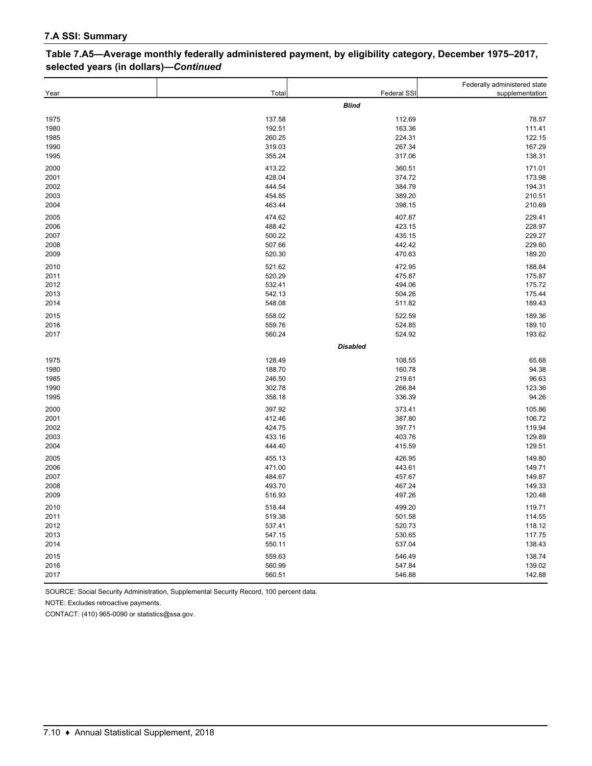## 7.A SSI: Summary

### Table 7.A5—Average monthly federally administered payment, by eligibility category, December 1975–2017, selected years (in dollars)—*Continued*

| Year | Total | Federal SSI | Federally administered state supplementation |
|---|---|---|---|
| | | ***Blind*** | |
| 1975 | 137.58 | 112.69 | 78.57 |
| 1980 | 192.51 | 163.36 | 111.41 |
| 1985 | 260.25 | 224.31 | 122.15 |
| 1990 | 319.03 | 267.34 | 167.29 |
| 1995 | 355.24 | 317.06 | 138.31 |
| 2000 | 413.22 | 360.51 | 171.01 |
| 2001 | 428.04 | 374.72 | 173.98 |
| 2002 | 444.54 | 384.79 | 194.31 |
| 2003 | 454.85 | 389.20 | 210.51 |
| 2004 | 463.44 | 398.15 | 210.69 |
| 2005 | 474.62 | 407.87 | 229.41 |
| 2006 | 488.42 | 423.15 | 228.97 |
| 2007 | 500.22 | 435.15 | 229.27 |
| 2008 | 507.66 | 442.42 | 229.60 |
| 2009 | 520.30 | 470.63 | 189.20 |
| 2010 | 521.62 | 472.95 | 188.84 |
| 2011 | 520.29 | 475.87 | 175.87 |
| 2012 | 532.41 | 494.06 | 175.72 |
| 2013 | 542.13 | 504.26 | 175.44 |
| 2014 | 548.08 | 511.82 | 189.43 |
| 2015 | 558.02 | 522.59 | 189.36 |
| 2016 | 559.76 | 524.85 | 189.10 |
| 2017 | 560.24 | 524.92 | 193.62 |
| | | ***Disabled*** | |
| 1975 | 128.49 | 108.55 | 65.68 |
| 1980 | 188.70 | 160.78 | 94.38 |
| 1985 | 246.50 | 219.61 | 96.63 |
| 1990 | 302.78 | 266.84 | 123.36 |
| 1995 | 358.18 | 336.39 | 94.26 |
| 2000 | 397.92 | 373.41 | 105.86 |
| 2001 | 412.46 | 387.80 | 106.72 |
| 2002 | 424.75 | 397.71 | 119.94 |
| 2003 | 433.16 | 403.76 | 129.89 |
| 2004 | 444.40 | 415.59 | 129.51 |
| 2005 | 455.13 | 426.95 | 149.80 |
| 2006 | 471.00 | 443.61 | 149.71 |
| 2007 | 484.67 | 457.67 | 149.87 |
| 2008 | 493.70 | 467.24 | 149.33 |
| 2009 | 516.93 | 497.26 | 120.48 |
| 2010 | 518.44 | 499.20 | 119.71 |
| 2011 | 519.38 | 501.58 | 114.55 |
| 2012 | 537.41 | 520.73 | 118.12 |
| 2013 | 547.15 | 530.65 | 117.75 |
| 2014 | 550.11 | 537.04 | 138.43 |
| 2015 | 559.63 | 546.49 | 138.74 |
| 2016 | 560.99 | 547.84 | 139.02 |
| 2017 | 560.51 | 546.88 | 142.88 |

SOURCE: Social Security Administration, Supplemental Security Record, 100 percent data.

NOTE: Excludes retroactive payments.

CONTACT: (410) 965-0090 or statistics@ssa.gov.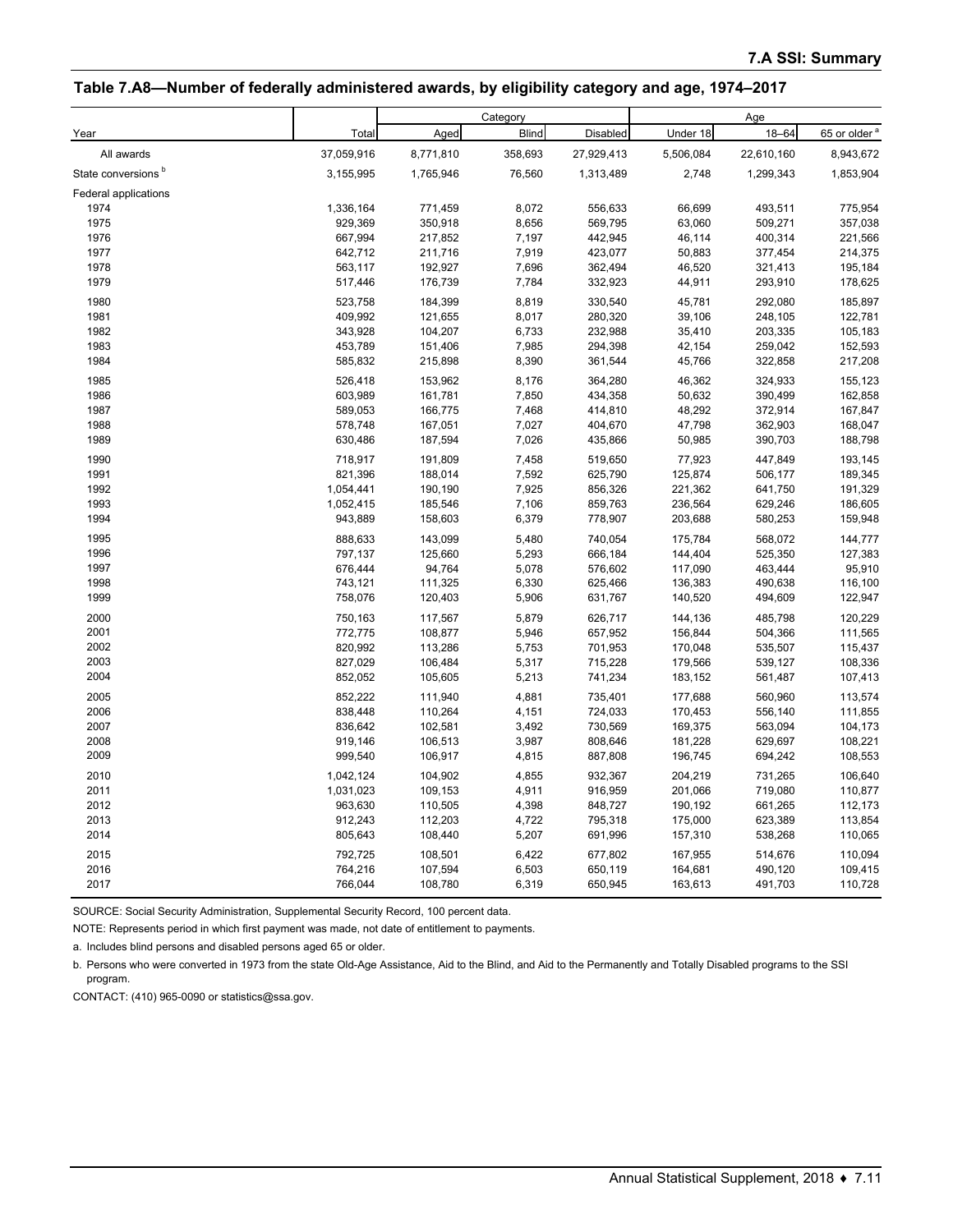## Table 7.A8—Number of federally administered awards, by eligibility category and age, 1974–2017

| Year | Total | Category | | | Age | | |
|---|---|---|---|---|---|---|---|
| | | Aged | Blind | Disabled | Under 18 | 18–64 | 65 or older [a] |
| All awards | 37,059,916 | 8,771,810 | 358,693 | 27,929,413 | 5,506,084 | 22,610,160 | 8,943,672 |
| State conversions [b] | 3,155,995 | 1,765,946 | 76,560 | 1,313,489 | 2,748 | 1,299,343 | 1,853,904 |
| Federal applications | | | | | | | |
| 1974 | 1,336,164 | 771,459 | 8,072 | 556,633 | 66,699 | 493,511 | 775,954 |
| 1975 | 929,369 | 350,918 | 8,656 | 569,795 | 63,060 | 509,271 | 357,038 |
| 1976 | 667,994 | 217,852 | 7,197 | 442,945 | 46,114 | 400,314 | 221,566 |
| 1977 | 642,712 | 211,716 | 7,919 | 423,077 | 50,883 | 377,454 | 214,375 |
| 1978 | 563,117 | 192,927 | 7,696 | 362,494 | 46,520 | 321,413 | 195,184 |
| 1979 | 517,446 | 176,739 | 7,784 | 332,923 | 44,911 | 293,910 | 178,625 |
| 1980 | 523,758 | 184,399 | 8,819 | 330,540 | 45,781 | 292,080 | 185,897 |
| 1981 | 409,992 | 121,655 | 8,017 | 280,320 | 39,106 | 248,105 | 122,781 |
| 1982 | 343,928 | 104,207 | 6,733 | 232,988 | 35,410 | 203,335 | 105,183 |
| 1983 | 453,789 | 151,406 | 7,985 | 294,398 | 42,154 | 259,042 | 152,593 |
| 1984 | 585,832 | 215,898 | 8,390 | 361,544 | 45,766 | 322,858 | 217,208 |
| 1985 | 526,418 | 153,962 | 8,176 | 364,280 | 46,362 | 324,933 | 155,123 |
| 1986 | 603,989 | 161,781 | 7,850 | 434,358 | 50,632 | 390,499 | 162,858 |
| 1987 | 589,053 | 166,775 | 7,468 | 414,810 | 48,292 | 372,914 | 167,847 |
| 1988 | 578,748 | 167,051 | 7,027 | 404,670 | 47,798 | 362,903 | 168,047 |
| 1989 | 630,486 | 187,594 | 7,026 | 435,866 | 50,985 | 390,703 | 188,798 |
| 1990 | 718,917 | 191,809 | 7,458 | 519,650 | 77,923 | 447,849 | 193,145 |
| 1991 | 821,396 | 188,014 | 7,592 | 625,790 | 125,874 | 506,177 | 189,345 |
| 1992 | 1,054,441 | 190,190 | 7,925 | 856,326 | 221,362 | 641,750 | 191,329 |
| 1993 | 1,052,415 | 185,546 | 7,106 | 859,763 | 236,564 | 629,246 | 186,605 |
| 1994 | 943,889 | 158,603 | 6,379 | 778,907 | 203,688 | 580,253 | 159,948 |
| 1995 | 888,633 | 143,099 | 5,480 | 740,054 | 175,784 | 568,072 | 144,777 |
| 1996 | 797,137 | 125,660 | 5,293 | 666,184 | 144,404 | 525,350 | 127,383 |
| 1997 | 676,444 | 94,764 | 5,078 | 576,602 | 117,090 | 463,444 | 95,910 |
| 1998 | 743,121 | 111,325 | 6,330 | 625,466 | 136,383 | 490,638 | 116,100 |
| 1999 | 758,076 | 120,403 | 5,906 | 631,767 | 140,520 | 494,609 | 122,947 |
| 2000 | 750,163 | 117,567 | 5,879 | 626,717 | 144,136 | 485,798 | 120,229 |
| 2001 | 772,775 | 108,877 | 5,946 | 657,952 | 156,844 | 504,366 | 111,565 |
| 2002 | 820,992 | 113,286 | 5,753 | 701,953 | 170,048 | 535,507 | 115,437 |
| 2003 | 827,029 | 106,484 | 5,317 | 715,228 | 179,566 | 539,127 | 108,336 |
| 2004 | 852,052 | 105,605 | 5,213 | 741,234 | 183,152 | 561,487 | 107,413 |
| 2005 | 852,222 | 111,940 | 4,881 | 735,401 | 177,688 | 560,960 | 113,574 |
| 2006 | 838,448 | 110,264 | 4,151 | 724,033 | 170,453 | 556,140 | 111,855 |
| 2007 | 836,642 | 102,581 | 3,492 | 730,569 | 169,375 | 563,094 | 104,173 |
| 2008 | 919,146 | 106,513 | 3,987 | 808,646 | 181,228 | 629,697 | 108,221 |
| 2009 | 999,540 | 106,917 | 4,815 | 887,808 | 196,745 | 694,242 | 108,553 |
| 2010 | 1,042,124 | 104,902 | 4,855 | 932,367 | 204,219 | 731,265 | 106,640 |
| 2011 | 1,031,023 | 109,153 | 4,911 | 916,959 | 201,066 | 719,080 | 110,877 |
| 2012 | 963,630 | 110,505 | 4,398 | 848,727 | 190,192 | 661,265 | 112,173 |
| 2013 | 912,243 | 112,203 | 4,722 | 795,318 | 175,000 | 623,389 | 113,854 |
| 2014 | 805,643 | 108,440 | 5,207 | 691,996 | 157,310 | 538,268 | 110,065 |
| 2015 | 792,725 | 108,501 | 6,422 | 677,802 | 167,955 | 514,676 | 110,094 |
| 2016 | 764,216 | 107,594 | 6,503 | 650,119 | 164,681 | 490,120 | 109,415 |
| 2017 | 766,044 | 108,780 | 6,319 | 650,945 | 163,613 | 491,703 | 110,728 |

SOURCE: Social Security Administration, Supplemental Security Record, 100 percent data.

NOTE: Represents period in which first payment was made, not date of entitlement to payments.

a. Includes blind persons and disabled persons aged 65 or older.

b. Persons who were converted in 1973 from the state Old-Age Assistance, Aid to the Blind, and Aid to the Permanently and Totally Disabled programs to the SSI program.

CONTACT: (410) 965-0090 or statistics@ssa.gov.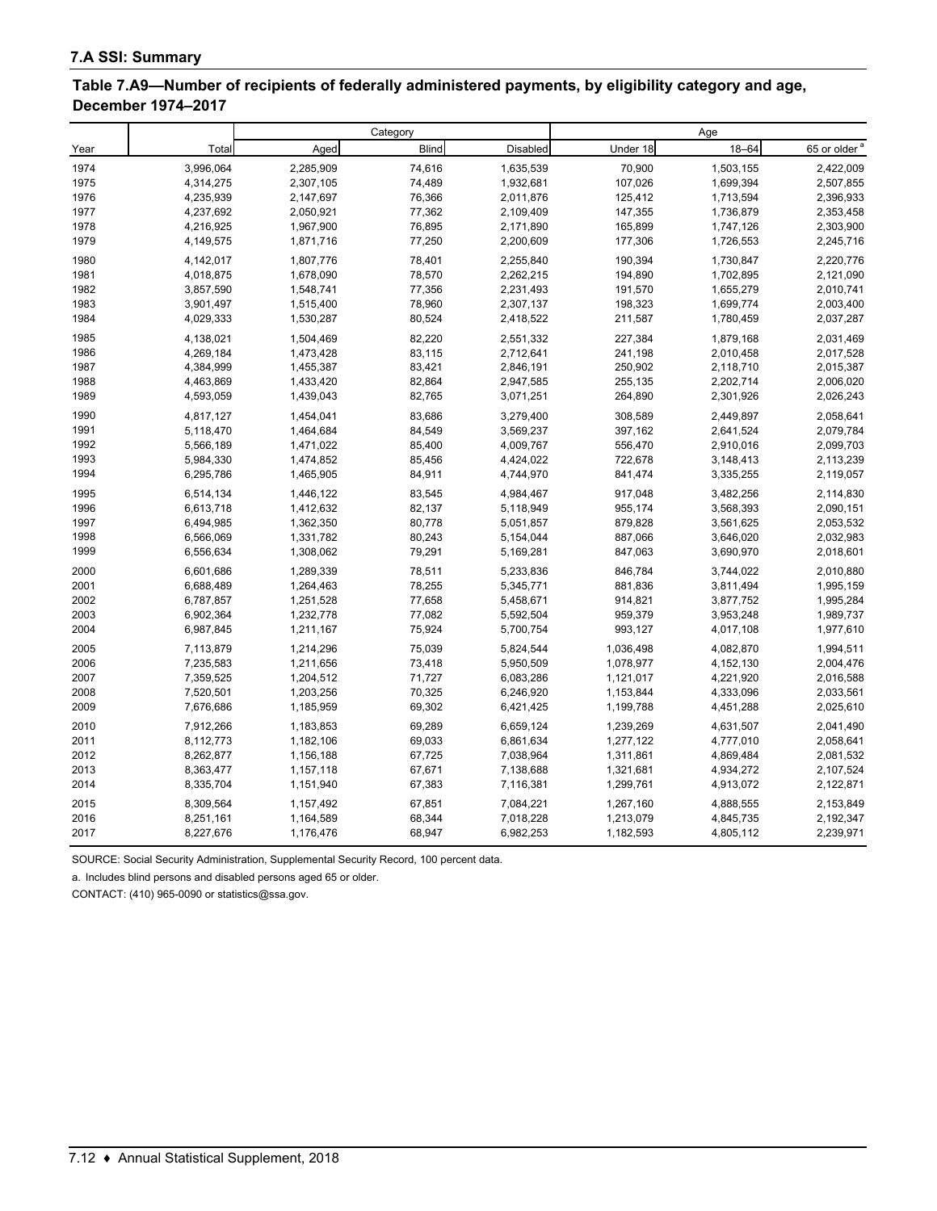## 7.A SSI: Summary

### Table 7.A9—Number of recipients of federally administered payments, by eligibility category and age, December 1974–2017

| | | Category | | | Age | | |
|---|---|---|---|---|---|---|---|
| Year | Total | Aged | Blind | Disabled | Under 18 | 18–64 | 65 or older [a] |
| 1974 | 3,996,064 | 2,285,909 | 74,616 | 1,635,539 | 70,900 | 1,503,155 | 2,422,009 |
| 1975 | 4,314,275 | 2,307,105 | 74,489 | 1,932,681 | 107,026 | 1,699,394 | 2,507,855 |
| 1976 | 4,235,939 | 2,147,697 | 76,366 | 2,011,876 | 125,412 | 1,713,594 | 2,396,933 |
| 1977 | 4,237,692 | 2,050,921 | 77,362 | 2,109,409 | 147,355 | 1,736,879 | 2,353,458 |
| 1978 | 4,216,925 | 1,967,900 | 76,895 | 2,171,890 | 165,899 | 1,747,126 | 2,303,900 |
| 1979 | 4,149,575 | 1,871,716 | 77,250 | 2,200,609 | 177,306 | 1,726,553 | 2,245,716 |
| 1980 | 4,142,017 | 1,807,776 | 78,401 | 2,255,840 | 190,394 | 1,730,847 | 2,220,776 |
| 1981 | 4,018,875 | 1,678,090 | 78,570 | 2,262,215 | 194,890 | 1,702,895 | 2,121,090 |
| 1982 | 3,857,590 | 1,548,741 | 77,356 | 2,231,493 | 191,570 | 1,655,279 | 2,010,741 |
| 1983 | 3,901,497 | 1,515,400 | 78,960 | 2,307,137 | 198,323 | 1,699,774 | 2,003,400 |
| 1984 | 4,029,333 | 1,530,287 | 80,524 | 2,418,522 | 211,587 | 1,780,459 | 2,037,287 |
| 1985 | 4,138,021 | 1,504,469 | 82,220 | 2,551,332 | 227,384 | 1,879,168 | 2,031,469 |
| 1986 | 4,269,184 | 1,473,428 | 83,115 | 2,712,641 | 241,198 | 2,010,458 | 2,017,528 |
| 1987 | 4,384,999 | 1,455,387 | 83,421 | 2,846,191 | 250,902 | 2,118,710 | 2,015,387 |
| 1988 | 4,463,869 | 1,433,420 | 82,864 | 2,947,585 | 255,135 | 2,202,714 | 2,006,020 |
| 1989 | 4,593,059 | 1,439,043 | 82,765 | 3,071,251 | 264,890 | 2,301,926 | 2,026,243 |
| 1990 | 4,817,127 | 1,454,041 | 83,686 | 3,279,400 | 308,589 | 2,449,897 | 2,058,641 |
| 1991 | 5,118,470 | 1,464,684 | 84,549 | 3,569,237 | 397,162 | 2,641,524 | 2,079,784 |
| 1992 | 5,566,189 | 1,471,022 | 85,400 | 4,009,767 | 556,470 | 2,910,016 | 2,099,703 |
| 1993 | 5,984,330 | 1,474,852 | 85,456 | 4,424,022 | 722,678 | 3,148,413 | 2,113,239 |
| 1994 | 6,295,786 | 1,465,905 | 84,911 | 4,744,970 | 841,474 | 3,335,255 | 2,119,057 |
| 1995 | 6,514,134 | 1,446,122 | 83,545 | 4,984,467 | 917,048 | 3,482,256 | 2,114,830 |
| 1996 | 6,613,718 | 1,412,632 | 82,137 | 5,118,949 | 955,174 | 3,568,393 | 2,090,151 |
| 1997 | 6,494,985 | 1,362,350 | 80,778 | 5,051,857 | 879,828 | 3,561,625 | 2,053,532 |
| 1998 | 6,566,069 | 1,331,782 | 80,243 | 5,154,044 | 887,066 | 3,646,020 | 2,032,983 |
| 1999 | 6,556,634 | 1,308,062 | 79,291 | 5,169,281 | 847,063 | 3,690,970 | 2,018,601 |
| 2000 | 6,601,686 | 1,289,339 | 78,511 | 5,233,836 | 846,784 | 3,744,022 | 2,010,880 |
| 2001 | 6,688,489 | 1,264,463 | 78,255 | 5,345,771 | 881,836 | 3,811,494 | 1,995,159 |
| 2002 | 6,787,857 | 1,251,528 | 77,658 | 5,458,671 | 914,821 | 3,877,752 | 1,995,284 |
| 2003 | 6,902,364 | 1,232,778 | 77,082 | 5,592,504 | 959,379 | 3,953,248 | 1,989,737 |
| 2004 | 6,987,845 | 1,211,167 | 75,924 | 5,700,754 | 993,127 | 4,017,108 | 1,977,610 |
| 2005 | 7,113,879 | 1,214,296 | 75,039 | 5,824,544 | 1,036,498 | 4,082,870 | 1,994,511 |
| 2006 | 7,235,583 | 1,211,656 | 73,418 | 5,950,509 | 1,078,977 | 4,152,130 | 2,004,476 |
| 2007 | 7,359,525 | 1,204,512 | 71,727 | 6,083,286 | 1,121,017 | 4,221,920 | 2,016,588 |
| 2008 | 7,520,501 | 1,203,256 | 70,325 | 6,246,920 | 1,153,844 | 4,333,096 | 2,033,561 |
| 2009 | 7,676,686 | 1,185,959 | 69,302 | 6,421,425 | 1,199,788 | 4,451,288 | 2,025,610 |
| 2010 | 7,912,266 | 1,183,853 | 69,289 | 6,659,124 | 1,239,269 | 4,631,507 | 2,041,490 |
| 2011 | 8,112,773 | 1,182,106 | 69,033 | 6,861,634 | 1,277,122 | 4,777,010 | 2,058,641 |
| 2012 | 8,262,877 | 1,156,188 | 67,725 | 7,038,964 | 1,311,861 | 4,869,484 | 2,081,532 |
| 2013 | 8,363,477 | 1,157,118 | 67,671 | 7,138,688 | 1,321,681 | 4,934,272 | 2,107,524 |
| 2014 | 8,335,704 | 1,151,940 | 67,383 | 7,116,381 | 1,299,761 | 4,913,072 | 2,122,871 |
| 2015 | 8,309,564 | 1,157,492 | 67,851 | 7,084,221 | 1,267,160 | 4,888,555 | 2,153,849 |
| 2016 | 8,251,161 | 1,164,589 | 68,344 | 7,018,228 | 1,213,079 | 4,845,735 | 2,192,347 |
| 2017 | 8,227,676 | 1,176,476 | 68,947 | 6,982,253 | 1,182,593 | 4,805,112 | 2,239,971 |

SOURCE: Social Security Administration, Supplemental Security Record, 100 percent data.

a. Includes blind persons and disabled persons aged 65 or older.

CONTACT: (410) 965-0090 or statistics@ssa.gov.